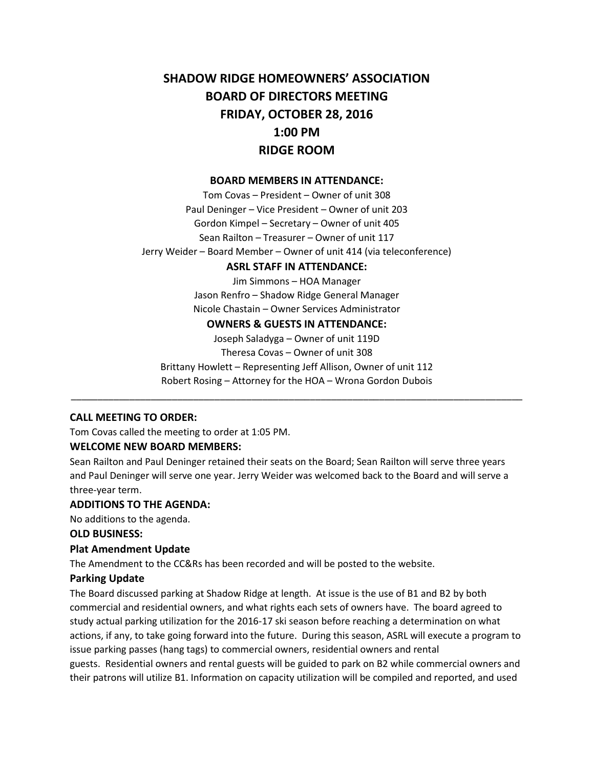# SHADOW RIDGE HOMEOWNERS' ASSOCIATION
# BOARD OF DIRECTORS MEETING
# FRIDAY, OCTOBER 28, 2016
# 1:00 PM
# RIDGE ROOM

**BOARD MEMBERS IN ATTENDANCE:**

Tom Covas – President – Owner of unit 308
Paul Deninger – Vice President – Owner of unit 203
Gordon Kimpel – Secretary – Owner of unit 405
Sean Railton – Treasurer – Owner of unit 117
Jerry Weider – Board Member – Owner of unit 414 (via teleconference)

**ASRL STAFF IN ATTENDANCE:**

Jim Simmons – HOA Manager
Jason Renfro – Shadow Ridge General Manager
Nicole Chastain – Owner Services Administrator

**OWNERS & GUESTS IN ATTENDANCE:**

Joseph Saladyga – Owner of unit 119D
Theresa Covas – Owner of unit 308
Brittany Howlett – Representing Jeff Allison, Owner of unit 112
Robert Rosing – Attorney for the HOA – Wrona Gordon Dubois

---

**CALL MEETING TO ORDER:**

Tom Covas called the meeting to order at 1:05 PM.

**WELCOME NEW BOARD MEMBERS:**

Sean Railton and Paul Deninger retained their seats on the Board; Sean Railton will serve three years and Paul Deninger will serve one year. Jerry Weider was welcomed back to the Board and will serve a three-year term.

**ADDITIONS TO THE AGENDA:**

No additions to the agenda.

**OLD BUSINESS:**

**Plat Amendment Update**

The Amendment to the CC&Rs has been recorded and will be posted to the website.

**Parking Update**

The Board discussed parking at Shadow Ridge at length. At issue is the use of B1 and B2 by both commercial and residential owners, and what rights each sets of owners have. The board agreed to study actual parking utilization for the 2016-17 ski season before reaching a determination on what actions, if any, to take going forward into the future. During this season, ASRL will execute a program to issue parking passes (hang tags) to commercial owners, residential owners and rental guests. Residential owners and rental guests will be guided to park on B2 while commercial owners and their patrons will utilize B1. Information on capacity utilization will be compiled and reported, and used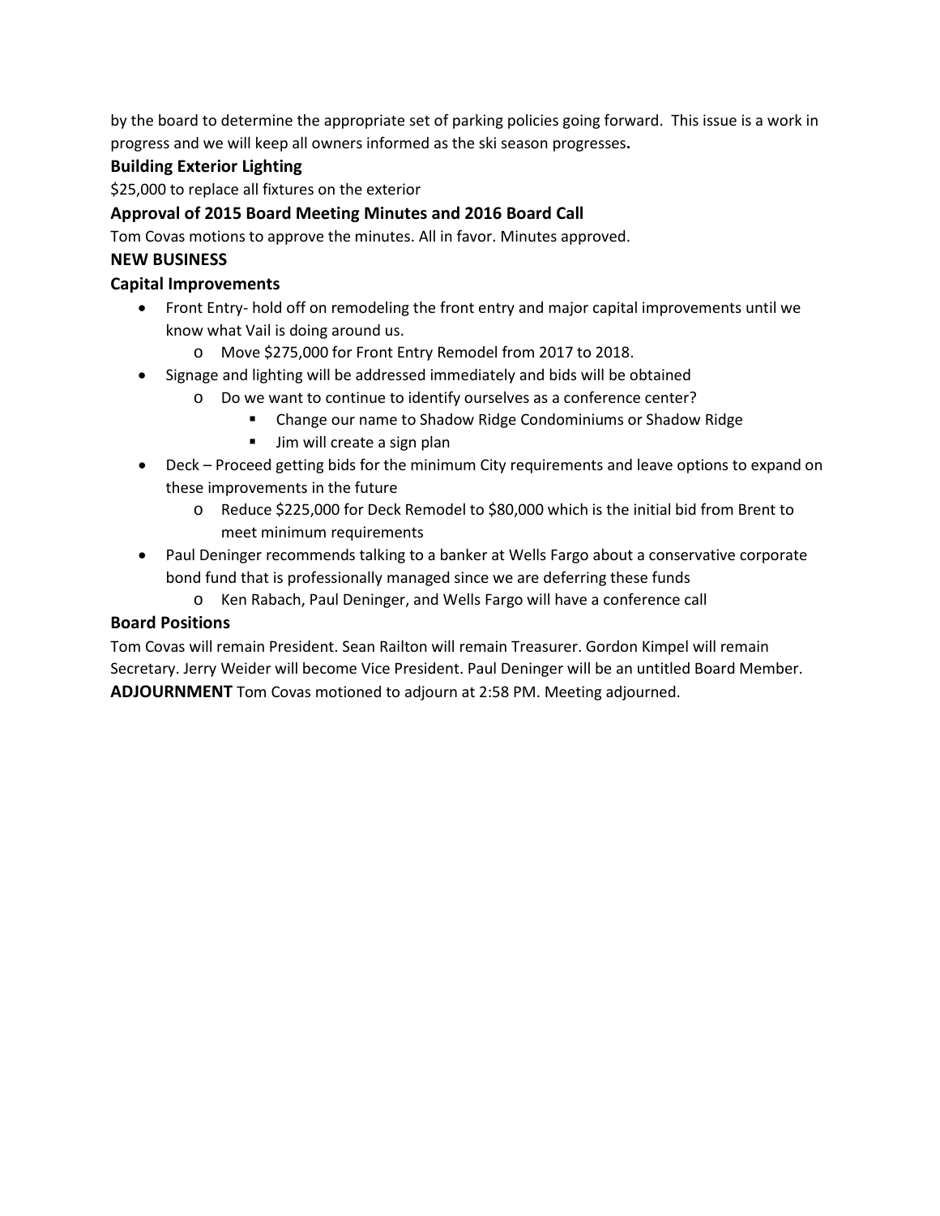by the board to determine the appropriate set of parking policies going forward. This issue is a work in progress and we will keep all owners informed as the ski season progresses**.**

### Building Exterior Lighting

$25,000 to replace all fixtures on the exterior

### Approval of 2015 Board Meeting Minutes and 2016 Board Call

Tom Covas motions to approve the minutes. All in favor. Minutes approved.

## NEW BUSINESS

### Capital Improvements

- Front Entry- hold off on remodeling the front entry and major capital improvements until we know what Vail is doing around us.
  - Move $275,000 for Front Entry Remodel from 2017 to 2018.
- Signage and lighting will be addressed immediately and bids will be obtained
  - Do we want to continue to identify ourselves as a conference center?
    - Change our name to Shadow Ridge Condominiums or Shadow Ridge
    - Jim will create a sign plan
- Deck – Proceed getting bids for the minimum City requirements and leave options to expand on these improvements in the future
  - Reduce $225,000 for Deck Remodel to $80,000 which is the initial bid from Brent to meet minimum requirements
- Paul Deninger recommends talking to a banker at Wells Fargo about a conservative corporate bond fund that is professionally managed since we are deferring these funds
  - Ken Rabach, Paul Deninger, and Wells Fargo will have a conference call

### Board Positions

Tom Covas will remain President. Sean Railton will remain Treasurer. Gordon Kimpel will remain Secretary. Jerry Weider will become Vice President. Paul Deninger will be an untitled Board Member.

**ADJOURNMENT** Tom Covas motioned to adjourn at 2:58 PM. Meeting adjourned.